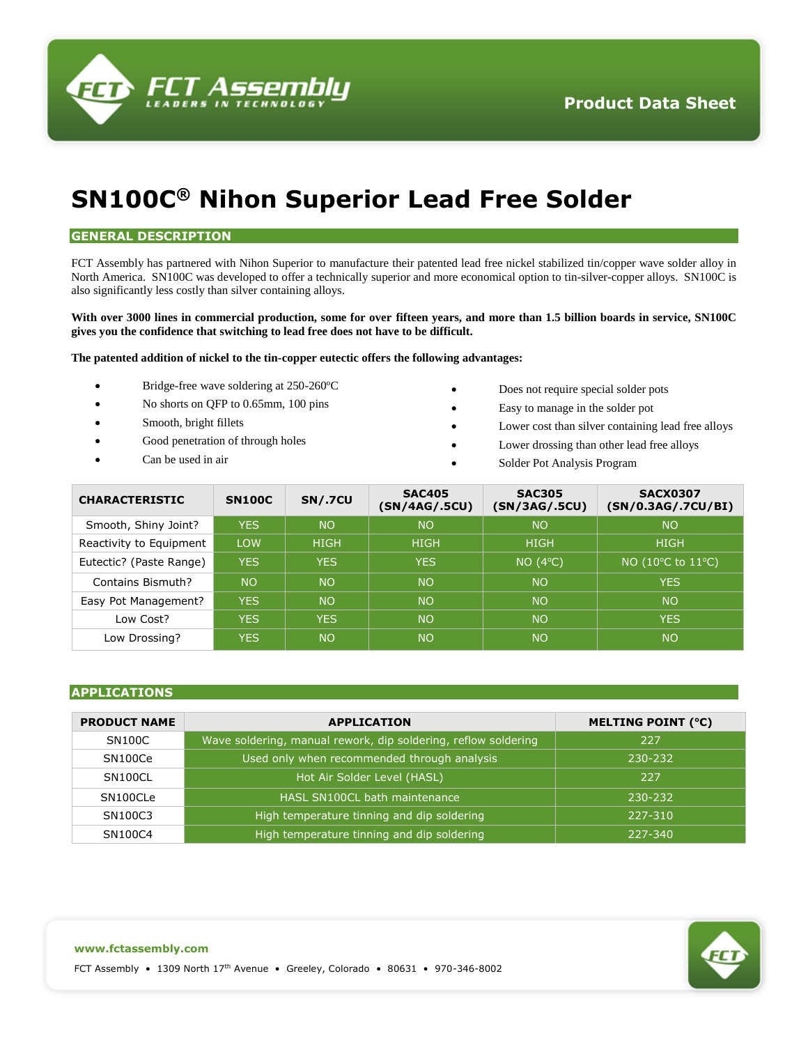Product Data Sheet

# SN100C® Nihon Superior Lead Free Solder

## GENERAL DESCRIPTION

FCT Assembly has partnered with Nihon Superior to manufacture their patented lead free nickel stabilized tin/copper wave solder alloy in North America. SN100C was developed to offer a technically superior and more economical option to tin-silver-copper alloys. SN100C is also significantly less costly than silver containing alloys.

**With over 3000 lines in commercial production, some for over fifteen years, and more than 1.5 billion boards in service, SN100C gives you the confidence that switching to lead free does not have to be difficult.**

**The patented addition of nickel to the tin-copper eutectic offers the following advantages:**

- Bridge-free wave soldering at 250-260ºC
- No shorts on QFP to 0.65mm, 100 pins
- Smooth, bright fillets
- Good penetration of through holes
- Can be used in air
- Does not require special solder pots
- Easy to manage in the solder pot
- Lower cost than silver containing lead free alloys
- Lower drossing than other lead free alloys
- Solder Pot Analysis Program

| CHARACTERISTIC | SN100C | SN/.7CU | SAC405 (SN/4AG/.5CU) | SAC305 (SN/3AG/.5CU) | SACX0307 (SN/0.3AG/.7CU/BI) |
|---|---|---|---|---|---|
| Smooth, Shiny Joint? | YES | NO | NO | NO | NO |
| Reactivity to Equipment | LOW | HIGH | HIGH | HIGH | HIGH |
| Eutectic? (Paste Range) | YES | YES | YES | NO (4°C) | NO (10°C to 11°C) |
| Contains Bismuth? | NO | NO | NO | NO | YES |
| Easy Pot Management? | YES | NO | NO | NO | NO |
| Low Cost? | YES | YES | NO | NO | YES |
| Low Drossing? | YES | NO | NO | NO | NO |

## APPLICATIONS

| PRODUCT NAME | APPLICATION | MELTING POINT (°C) |
|---|---|---|
| SN100C | Wave soldering, manual rework, dip soldering, reflow soldering | 227 |
| SN100Ce | Used only when recommended through analysis | 230-232 |
| SN100CL | Hot Air Solder Level (HASL) | 227 |
| SN100CLe | HASL SN100CL bath maintenance | 230-232 |
| SN100C3 | High temperature tinning and dip soldering | 227-310 |
| SN100C4 | High temperature tinning and dip soldering | 227-340 |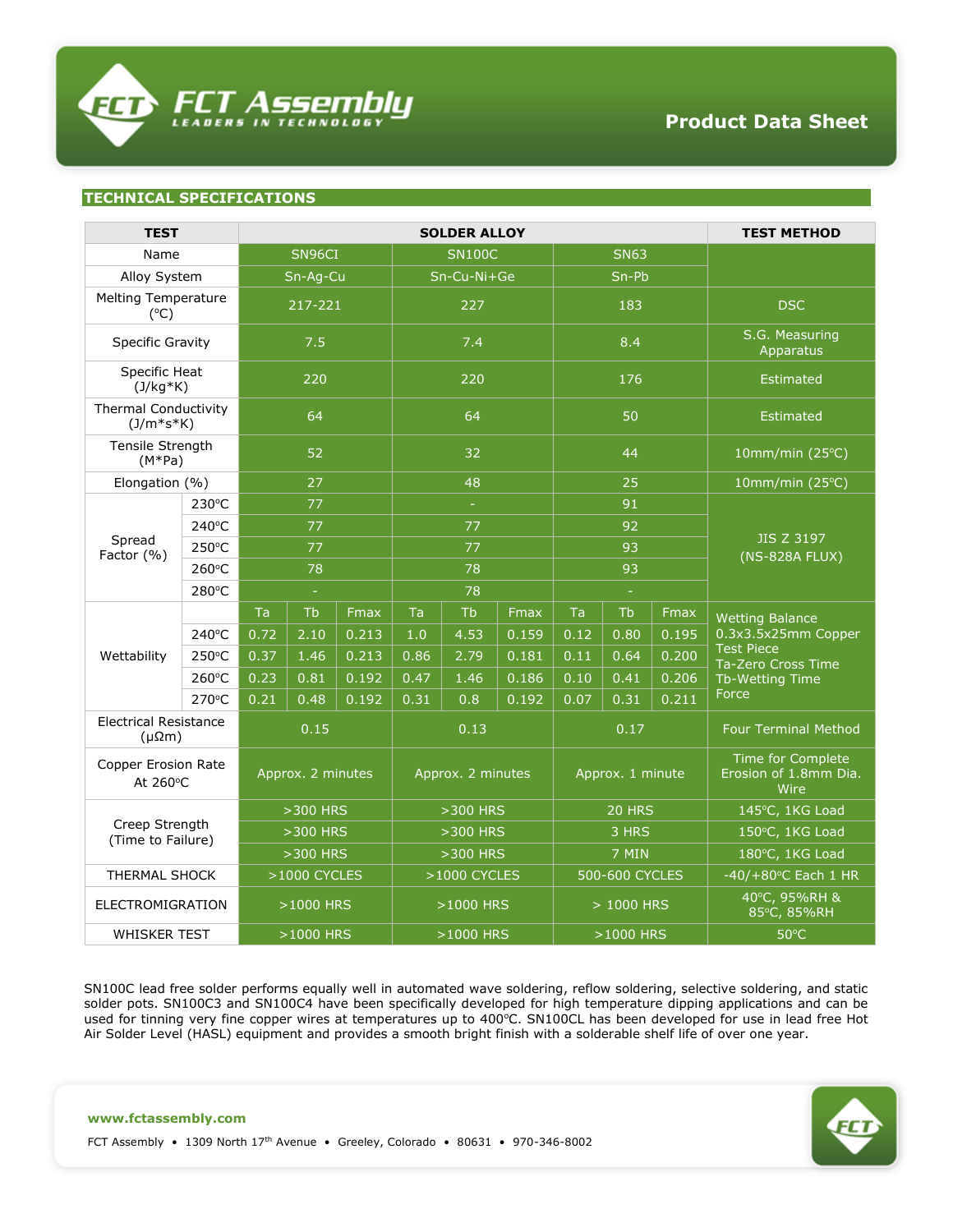## TECHNICAL SPECIFICATIONS

| TEST | | SOLDER ALLOY | | | | | | | | | TEST METHOD |
|---|---|---|---|---|---|---|---|---|---|---|---|
| Name | | SN96CI | | | SN100C | | | SN63 | | | |
| Alloy System | | Sn-Ag-Cu | | | Sn-Cu-Ni+Ge | | | Sn-Pb | | | |
| Melting Temperature (°C) | | 217-221 | | | 227 | | | 183 | | | DSC |
| Specific Gravity | | 7.5 | | | 7.4 | | | 8.4 | | | S.G. Measuring Apparatus |
| Specific Heat (J/kg*K) | | 220 | | | 220 | | | 176 | | | Estimated |
| Thermal Conductivity (J/m*s*K) | | 64 | | | 64 | | | 50 | | | Estimated |
| Tensile Strength (M*Pa) | | 52 | | | 32 | | | 44 | | | 10mm/min (25°C) |
| Elongation (%) | | 27 | | | 48 | | | 25 | | | 10mm/min (25°C) |
| Spread Factor (%) | 230°C | 77 | | | - | | | 91 | | | JIS Z 3197 (NS-828A FLUX) |
| | 240°C | 77 | | | 77 | | | 92 | | | |
| | 250°C | 77 | | | 77 | | | 93 | | | |
| | 260°C | 78 | | | 78 | | | 93 | | | |
| | 280°C | - | | | 78 | | | - | | | |
| Wettability | | Ta | Tb | Fmax | Ta | Tb | Fmax | Ta | Tb | Fmax | Wetting Balance 0.3x3.5x25mm Copper Test Piece Ta-Zero Cross Time Tb-Wetting Time Force |
| | 240°C | 0.72 | 2.10 | 0.213 | 1.0 | 4.53 | 0.159 | 0.12 | 0.80 | 0.195 | |
| | 250°C | 0.37 | 1.46 | 0.213 | 0.86 | 2.79 | 0.181 | 0.11 | 0.64 | 0.200 | |
| | 260°C | 0.23 | 0.81 | 0.192 | 0.47 | 1.46 | 0.186 | 0.10 | 0.41 | 0.206 | |
| | 270°C | 0.21 | 0.48 | 0.192 | 0.31 | 0.8 | 0.192 | 0.07 | 0.31 | 0.211 | |
| Electrical Resistance (μΩm) | | 0.15 | | | 0.13 | | | 0.17 | | | Four Terminal Method |
| Copper Erosion Rate At 260°C | | Approx. 2 minutes | | | Approx. 2 minutes | | | Approx. 1 minute | | | Time for Complete Erosion of 1.8mm Dia. Wire |
| Creep Strength (Time to Failure) | | >300 HRS | | | >300 HRS | | | 20 HRS | | | 145°C, 1KG Load |
| | | >300 HRS | | | >300 HRS | | | 3 HRS | | | 150°C, 1KG Load |
| | | >300 HRS | | | >300 HRS | | | 7 MIN | | | 180°C, 1KG Load |
| THERMAL SHOCK | | >1000 CYCLES | | | >1000 CYCLES | | | 500-600 CYCLES | | | -40/+80°C Each 1 HR |
| ELECTROMIGRATION | | >1000 HRS | | | >1000 HRS | | | > 1000 HRS | | | 40°C, 95%RH & 85°C, 85%RH |
| WHISKER TEST | | >1000 HRS | | | >1000 HRS | | | >1000 HRS | | | 50°C |

SN100C lead free solder performs equally well in automated wave soldering, reflow soldering, selective soldering, and static solder pots. SN100C3 and SN100C4 have been specifically developed for high temperature dipping applications and can be used for tinning very fine copper wires at temperatures up to 400°C. SN100CL has been developed for use in lead free Hot Air Solder Level (HASL) equipment and provides a smooth bright finish with a solderable shelf life of over one year.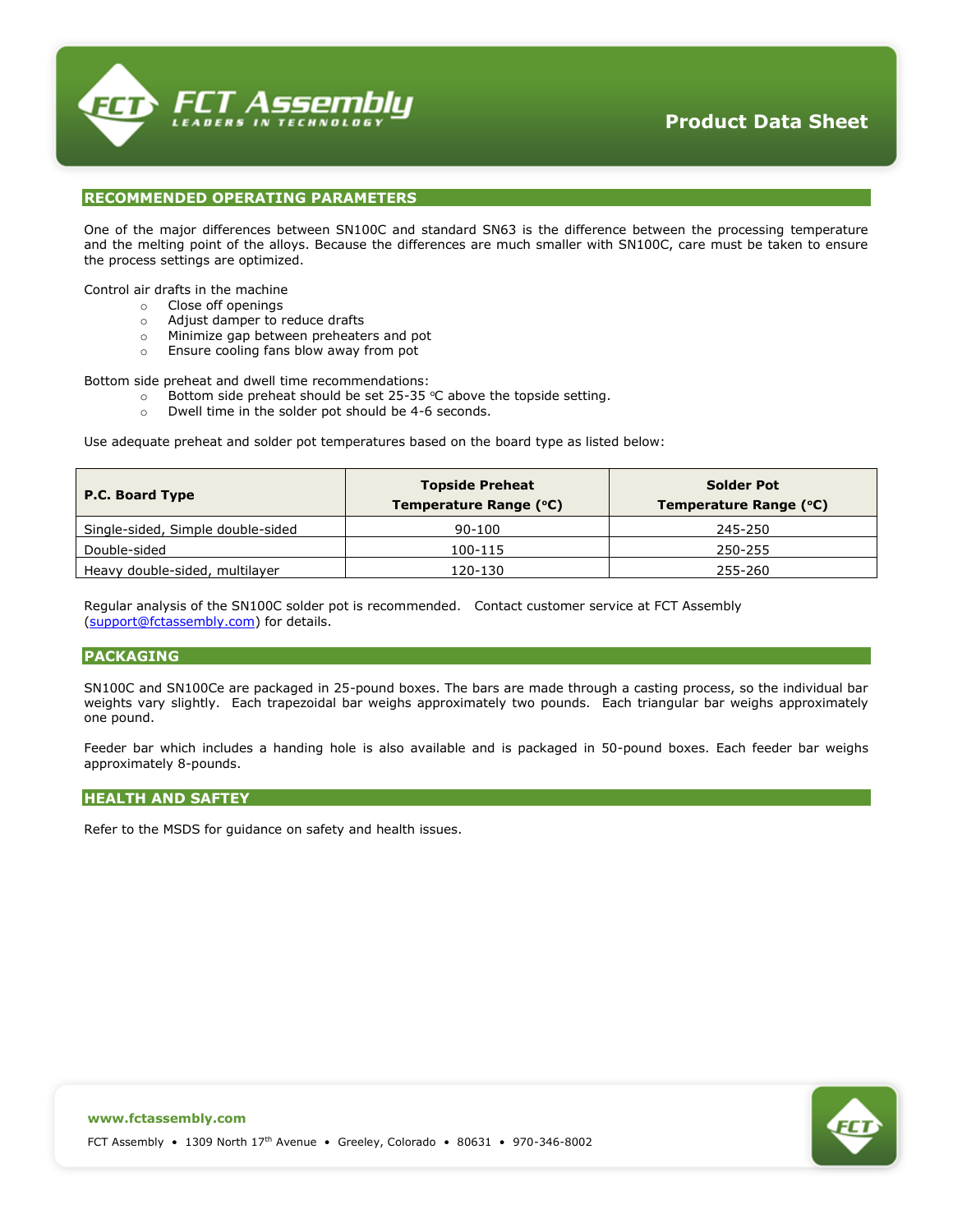## RECOMMENDED OPERATING PARAMETERS

One of the major differences between SN100C and standard SN63 is the difference between the processing temperature and the melting point of the alloys. Because the differences are much smaller with SN100C, care must be taken to ensure the process settings are optimized.

Control air drafts in the machine

- Close off openings
- Adjust damper to reduce drafts
- Minimize gap between preheaters and pot
- Ensure cooling fans blow away from pot

Bottom side preheat and dwell time recommendations:

- Bottom side preheat should be set 25-35 °C above the topside setting.
- Dwell time in the solder pot should be 4-6 seconds.

Use adequate preheat and solder pot temperatures based on the board type as listed below:

| P.C. Board Type | Topside Preheat Temperature Range (°C) | Solder Pot Temperature Range (°C) |
|---|---|---|
| Single-sided, Simple double-sided | 90-100 | 245-250 |
| Double-sided | 100-115 | 250-255 |
| Heavy double-sided, multilayer | 120-130 | 255-260 |

Regular analysis of the SN100C solder pot is recommended. Contact customer service at FCT Assembly (support@fctassembly.com) for details.

## PACKAGING

SN100C and SN100Ce are packaged in 25-pound boxes. The bars are made through a casting process, so the individual bar weights vary slightly. Each trapezoidal bar weighs approximately two pounds. Each triangular bar weighs approximately one pound.

Feeder bar which includes a handing hole is also available and is packaged in 50-pound boxes. Each feeder bar weighs approximately 8-pounds.

## HEALTH AND SAFTEY

Refer to the MSDS for guidance on safety and health issues.